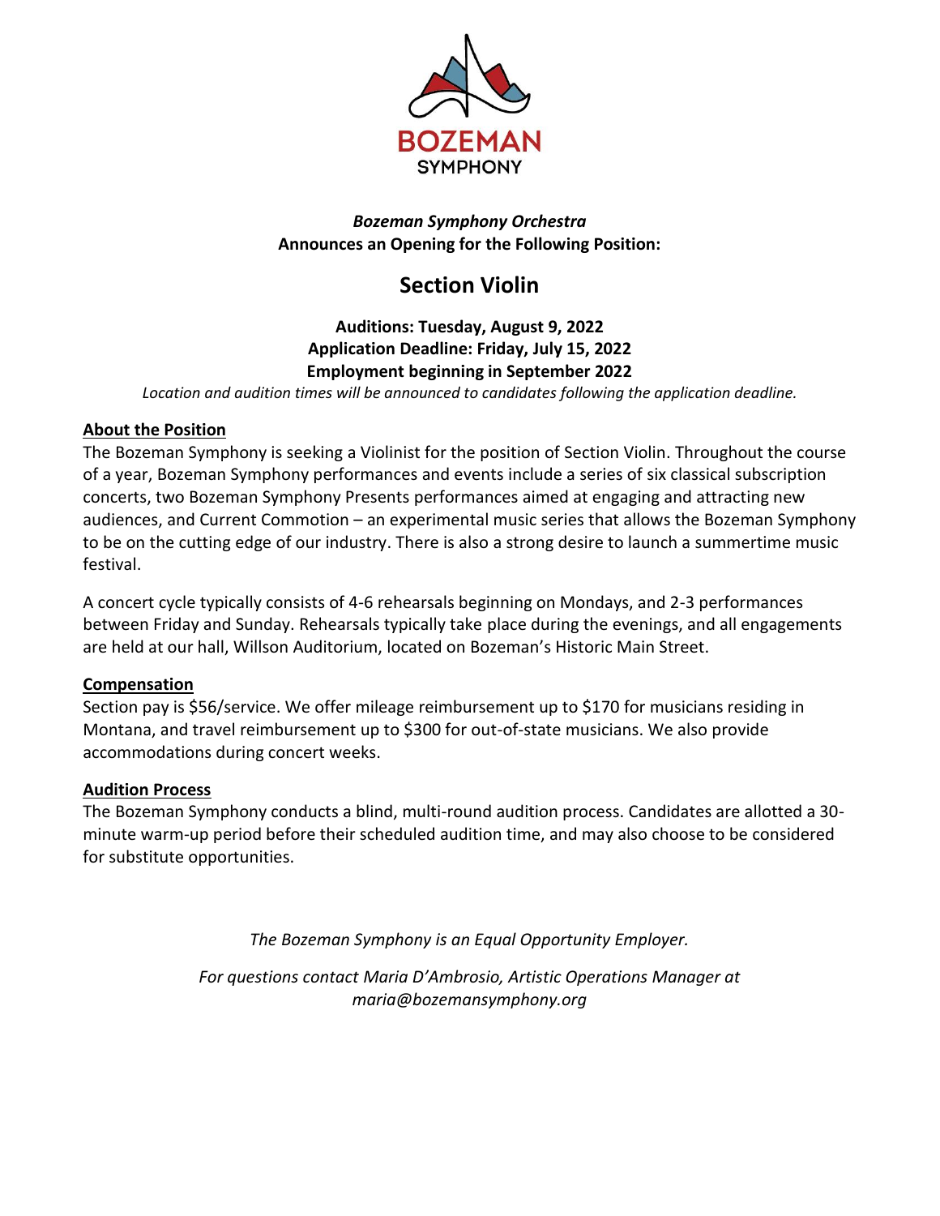BOZEMAN SYMPHONY

***Bozeman Symphony Orchestra***
**Announces an Opening for the Following Position:**

# Section Violin

**Auditions: Tuesday, August 9, 2022**
**Application Deadline: Friday, July 15, 2022**
**Employment beginning in September 2022**

*Location and audition times will be announced to candidates following the application deadline.*

## About the Position

The Bozeman Symphony is seeking a Violinist for the position of Section Violin. Throughout the course of a year, Bozeman Symphony performances and events include a series of six classical subscription concerts, two Bozeman Symphony Presents performances aimed at engaging and attracting new audiences, and Current Commotion – an experimental music series that allows the Bozeman Symphony to be on the cutting edge of our industry. There is also a strong desire to launch a summertime music festival.

A concert cycle typically consists of 4-6 rehearsals beginning on Mondays, and 2-3 performances between Friday and Sunday. Rehearsals typically take place during the evenings, and all engagements are held at our hall, Willson Auditorium, located on Bozeman's Historic Main Street.

## Compensation

Section pay is $56/service. We offer mileage reimbursement up to $170 for musicians residing in Montana, and travel reimbursement up to $300 for out-of-state musicians. We also provide accommodations during concert weeks.

## Audition Process

The Bozeman Symphony conducts a blind, multi-round audition process. Candidates are allotted a 30-minute warm-up period before their scheduled audition time, and may also choose to be considered for substitute opportunities.

*The Bozeman Symphony is an Equal Opportunity Employer.*

*For questions contact Maria D'Ambrosio, Artistic Operations Manager at maria@bozemansymphony.org*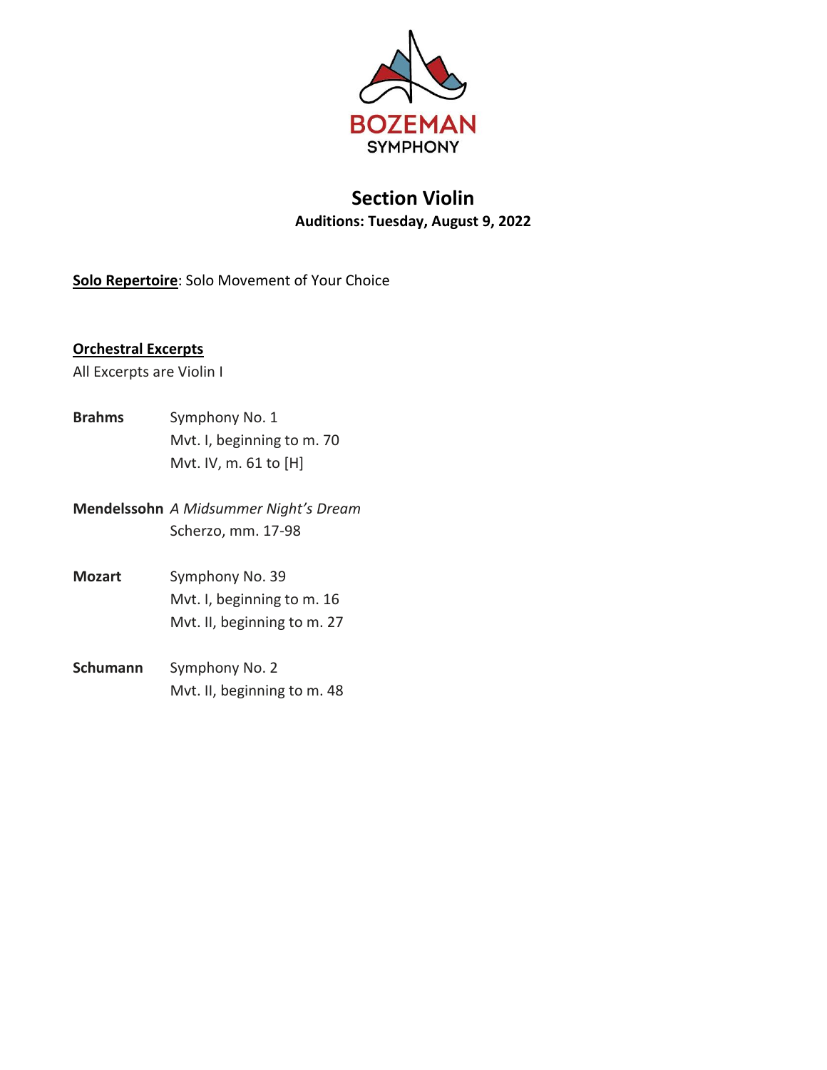BOZEMAN
SYMPHONY

# Section Violin

**Auditions: Tuesday, August 9, 2022**

**Solo Repertoire**: Solo Movement of Your Choice

**Orchestral Excerpts**

All Excerpts are Violin I

**Brahms** Symphony No. 1
Mvt. I, beginning to m. 70
Mvt. IV, m. 61 to [H]

**Mendelssohn** *A Midsummer Night's Dream*
Scherzo, mm. 17-98

**Mozart** Symphony No. 39
Mvt. I, beginning to m. 16
Mvt. II, beginning to m. 27

**Schumann** Symphony No. 2
Mvt. II, beginning to m. 48